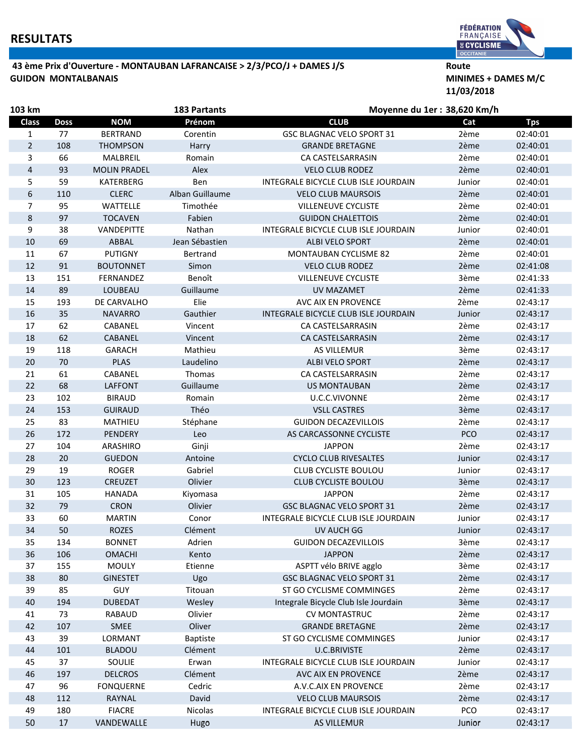# RESULTATS

**43 ème Prix d'Ouverture - MONTAUBAN LAFRANCAISE > 2/3/PCO/J + DAMES J/S**
**GUIDON MONTALBANAIS**

**Route**
**MINIMES + DAMES M/C**
**11/03/2018**

**103 km** | **183 Partants** | **Moyenne du 1er : 38,620 Km/h**

| Class | Doss | NOM | Prénom | CLUB | Cat | Tps |
|---|---|---|---|---|---|---|
| 1 | 77 | BERTRAND | Corentin | GSC BLAGNAC VELO SPORT 31 | 2ème | 02:40:01 |
| 2 | 108 | THOMPSON | Harry | GRANDE BRETAGNE | 2ème | 02:40:01 |
| 3 | 66 | MALBREIL | Romain | CA CASTELSARRASIN | 2ème | 02:40:01 |
| 4 | 93 | MOLIN PRADEL | Alex | VELO CLUB RODEZ | 2ème | 02:40:01 |
| 5 | 59 | KATERBERG | Ben | INTEGRALE BICYCLE CLUB ISLE JOURDAIN | Junior | 02:40:01 |
| 6 | 110 | CLERC | Alban Guillaume | VELO CLUB MAURSOIS | 2ème | 02:40:01 |
| 7 | 95 | WATTELLE | Timothée | VILLENEUVE CYCLISTE | 2ème | 02:40:01 |
| 8 | 97 | TOCAVEN | Fabien | GUIDON CHALETTOIS | 2ème | 02:40:01 |
| 9 | 38 | VANDEPITTE | Nathan | INTEGRALE BICYCLE CLUB ISLE JOURDAIN | Junior | 02:40:01 |
| 10 | 69 | ABBAL | Jean Sébastien | ALBI VELO SPORT | 2ème | 02:40:01 |
| 11 | 67 | PUTIGNY | Bertrand | MONTAUBAN CYCLISME 82 | 2ème | 02:40:01 |
| 12 | 91 | BOUTONNET | Simon | VELO CLUB RODEZ | 2ème | 02:41:08 |
| 13 | 151 | FERNANDEZ | Benoît | VILLENEUVE CYCLISTE | 3ème | 02:41:33 |
| 14 | 89 | LOUBEAU | Guillaume | UV MAZAMET | 2ème | 02:41:33 |
| 15 | 193 | DE CARVALHO | Elie | AVC AIX EN PROVENCE | 2ème | 02:43:17 |
| 16 | 35 | NAVARRO | Gauthier | INTEGRALE BICYCLE CLUB ISLE JOURDAIN | Junior | 02:43:17 |
| 17 | 62 | CABANEL | Vincent | CA CASTELSARRASIN | 2ème | 02:43:17 |
| 18 | 62 | CABANEL | Vincent | CA CASTELSARRASIN | 2ème | 02:43:17 |
| 19 | 118 | GARACH | Mathieu | AS VILLEMUR | 3ème | 02:43:17 |
| 20 | 70 | PLAS | Laudelino | ALBI VELO SPORT | 2ème | 02:43:17 |
| 21 | 61 | CABANEL | Thomas | CA CASTELSARRASIN | 2ème | 02:43:17 |
| 22 | 68 | LAFFONT | Guillaume | US MONTAUBAN | 2ème | 02:43:17 |
| 23 | 102 | BIRAUD | Romain | U.C.C.VIVONNE | 2ème | 02:43:17 |
| 24 | 153 | GUIRAUD | Théo | VSLL CASTRES | 3ème | 02:43:17 |
| 25 | 83 | MATHIEU | Stéphane | GUIDON DECAZEVILLOIS | 2ème | 02:43:17 |
| 26 | 172 | PENDERY | Leo | AS CARCASSONNE CYCLISTE | PCO | 02:43:17 |
| 27 | 104 | ARASHIRO | Ginji | JAPPON | 2ème | 02:43:17 |
| 28 | 20 | GUEDON | Antoine | CYCLO CLUB RIVESALTES | Junior | 02:43:17 |
| 29 | 19 | ROGER | Gabriel | CLUB CYCLISTE BOULOU | Junior | 02:43:17 |
| 30 | 123 | CREUZET | Olivier | CLUB CYCLISTE BOULOU | 3ème | 02:43:17 |
| 31 | 105 | HANADA | Kiyomasa | JAPPON | 2ème | 02:43:17 |
| 32 | 79 | CRON | Olivier | GSC BLAGNAC VELO SPORT 31 | 2ème | 02:43:17 |
| 33 | 60 | MARTIN | Conor | INTEGRALE BICYCLE CLUB ISLE JOURDAIN | Junior | 02:43:17 |
| 34 | 50 | ROZES | Clément | UV AUCH GG | Junior | 02:43:17 |
| 35 | 134 | BONNET | Adrien | GUIDON DECAZEVILLOIS | 3ème | 02:43:17 |
| 36 | 106 | OMACHI | Kento | JAPPON | 2ème | 02:43:17 |
| 37 | 155 | MOULY | Etienne | ASPTT vélo BRIVE agglo | 3ème | 02:43:17 |
| 38 | 80 | GINESTET | Ugo | GSC BLAGNAC VELO SPORT 31 | 2ème | 02:43:17 |
| 39 | 85 | GUY | Titouan | ST GO CYCLISME COMMINGES | 2ème | 02:43:17 |
| 40 | 194 | DUBEDAT | Wesley | Integrale Bicycle Club Isle Jourdain | 3ème | 02:43:17 |
| 41 | 73 | RABAUD | Olivier | CV MONTASTRUC | 2ème | 02:43:17 |
| 42 | 107 | SMEE | Oliver | GRANDE BRETAGNE | 2ème | 02:43:17 |
| 43 | 39 | LORMANT | Baptiste | ST GO CYCLISME COMMINGES | Junior | 02:43:17 |
| 44 | 101 | BLADOU | Clément | U.C.BRIVISTE | 2ème | 02:43:17 |
| 45 | 37 | SOULIE | Erwan | INTEGRALE BICYCLE CLUB ISLE JOURDAIN | Junior | 02:43:17 |
| 46 | 197 | DELCROS | Clément | AVC AIX EN PROVENCE | 2ème | 02:43:17 |
| 47 | 96 | FONQUERNE | Cedric | A.V.C.AIX EN PROVENCE | 2ème | 02:43:17 |
| 48 | 112 | RAYNAL | David | VELO CLUB MAURSOIS | 2ème | 02:43:17 |
| 49 | 180 | FIACRE | Nicolas | INTEGRALE BICYCLE CLUB ISLE JOURDAIN | PCO | 02:43:17 |
| 50 | 17 | VANDEWALLE | Hugo | AS VILLEMUR | Junior | 02:43:17 |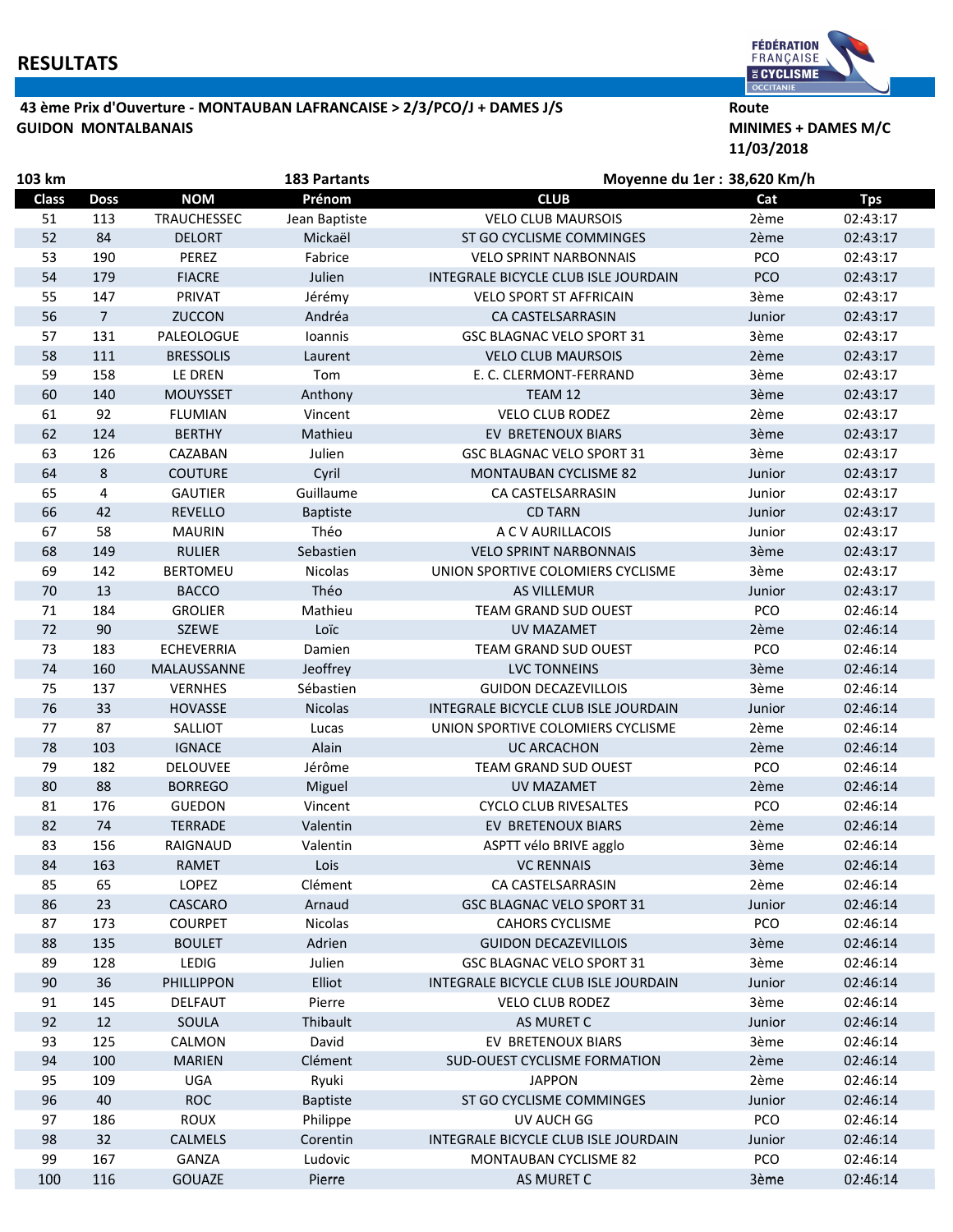# RESULTATS

**43 ème Prix d'Ouverture - MONTAUBAN LAFRANCAISE > 2/3/PCO/J + DAMES J/S**
**GUIDON MONTALBANAIS**

**Route**
**MINIMES + DAMES M/C**
**11/03/2018**

**103 km** — **183 Partants** — **Moyenne du 1er : 38,620 Km/h**

| Class | Doss | NOM | Prénom | CLUB | Cat | Tps |
|---|---|---|---|---|---|---|
| 51 | 113 | TRAUCHESSEC | Jean Baptiste | VELO CLUB MAURSOIS | 2ème | 02:43:17 |
| 52 | 84 | DELORT | Mickaël | ST GO CYCLISME COMMINGES | 2ème | 02:43:17 |
| 53 | 190 | PEREZ | Fabrice | VELO SPRINT NARBONNAIS | PCO | 02:43:17 |
| 54 | 179 | FIACRE | Julien | INTEGRALE BICYCLE CLUB ISLE JOURDAIN | PCO | 02:43:17 |
| 55 | 147 | PRIVAT | Jérémy | VELO SPORT ST AFFRICAIN | 3ème | 02:43:17 |
| 56 | 7 | ZUCCON | Andréa | CA CASTELSARRASIN | Junior | 02:43:17 |
| 57 | 131 | PALEOLOGUE | Ioannis | GSC BLAGNAC VELO SPORT 31 | 3ème | 02:43:17 |
| 58 | 111 | BRESSOLIS | Laurent | VELO CLUB MAURSOIS | 2ème | 02:43:17 |
| 59 | 158 | LE DREN | Tom | E. C. CLERMONT-FERRAND | 3ème | 02:43:17 |
| 60 | 140 | MOUYSSET | Anthony | TEAM 12 | 3ème | 02:43:17 |
| 61 | 92 | FLUMIAN | Vincent | VELO CLUB RODEZ | 2ème | 02:43:17 |
| 62 | 124 | BERTHY | Mathieu | EV BRETENOUX BIARS | 3ème | 02:43:17 |
| 63 | 126 | CAZABAN | Julien | GSC BLAGNAC VELO SPORT 31 | 3ème | 02:43:17 |
| 64 | 8 | COUTURE | Cyril | MONTAUBAN CYCLISME 82 | Junior | 02:43:17 |
| 65 | 4 | GAUTIER | Guillaume | CA CASTELSARRASIN | Junior | 02:43:17 |
| 66 | 42 | REVELLO | Baptiste | CD TARN | Junior | 02:43:17 |
| 67 | 58 | MAURIN | Théo | A C V AURILLACOIS | Junior | 02:43:17 |
| 68 | 149 | RULIER | Sebastien | VELO SPRINT NARBONNAIS | 3ème | 02:43:17 |
| 69 | 142 | BERTOMEU | Nicolas | UNION SPORTIVE COLOMIERS CYCLISME | 3ème | 02:43:17 |
| 70 | 13 | BACCO | Théo | AS VILLEMUR | Junior | 02:43:17 |
| 71 | 184 | GROLIER | Mathieu | TEAM GRAND SUD OUEST | PCO | 02:46:14 |
| 72 | 90 | SZEWE | Loïc | UV MAZAMET | 2ème | 02:46:14 |
| 73 | 183 | ECHEVERRIA | Damien | TEAM GRAND SUD OUEST | PCO | 02:46:14 |
| 74 | 160 | MALAUSSANNE | Jeoffrey | LVC TONNEINS | 3ème | 02:46:14 |
| 75 | 137 | VERNHES | Sébastien | GUIDON DECAZEVILLOIS | 3ème | 02:46:14 |
| 76 | 33 | HOVASSE | Nicolas | INTEGRALE BICYCLE CLUB ISLE JOURDAIN | Junior | 02:46:14 |
| 77 | 87 | SALLIOT | Lucas | UNION SPORTIVE COLOMIERS CYCLISME | 2ème | 02:46:14 |
| 78 | 103 | IGNACE | Alain | UC ARCACHON | 2ème | 02:46:14 |
| 79 | 182 | DELOUVEE | Jérôme | TEAM GRAND SUD OUEST | PCO | 02:46:14 |
| 80 | 88 | BORREGO | Miguel | UV MAZAMET | 2ème | 02:46:14 |
| 81 | 176 | GUEDON | Vincent | CYCLO CLUB RIVESALTES | PCO | 02:46:14 |
| 82 | 74 | TERRADE | Valentin | EV BRETENOUX BIARS | 2ème | 02:46:14 |
| 83 | 156 | RAIGNAUD | Valentin | ASPTT vélo BRIVE agglo | 3ème | 02:46:14 |
| 84 | 163 | RAMET | Lois | VC RENNAIS | 3ème | 02:46:14 |
| 85 | 65 | LOPEZ | Clément | CA CASTELSARRASIN | 2ème | 02:46:14 |
| 86 | 23 | CASCARO | Arnaud | GSC BLAGNAC VELO SPORT 31 | Junior | 02:46:14 |
| 87 | 173 | COURPET | Nicolas | CAHORS CYCLISME | PCO | 02:46:14 |
| 88 | 135 | BOULET | Adrien | GUIDON DECAZEVILLOIS | 3ème | 02:46:14 |
| 89 | 128 | LEDIG | Julien | GSC BLAGNAC VELO SPORT 31 | 3ème | 02:46:14 |
| 90 | 36 | PHILLIPPON | Elliot | INTEGRALE BICYCLE CLUB ISLE JOURDAIN | Junior | 02:46:14 |
| 91 | 145 | DELFAUT | Pierre | VELO CLUB RODEZ | 3ème | 02:46:14 |
| 92 | 12 | SOULA | Thibault | AS MURET C | Junior | 02:46:14 |
| 93 | 125 | CALMON | David | EV BRETENOUX BIARS | 3ème | 02:46:14 |
| 94 | 100 | MARIEN | Clément | SUD-OUEST CYCLISME FORMATION | 2ème | 02:46:14 |
| 95 | 109 | UGA | Ryuki | JAPPON | 2ème | 02:46:14 |
| 96 | 40 | ROC | Baptiste | ST GO CYCLISME COMMINGES | Junior | 02:46:14 |
| 97 | 186 | ROUX | Philippe | UV AUCH GG | PCO | 02:46:14 |
| 98 | 32 | CALMELS | Corentin | INTEGRALE BICYCLE CLUB ISLE JOURDAIN | Junior | 02:46:14 |
| 99 | 167 | GANZA | Ludovic | MONTAUBAN CYCLISME 82 | PCO | 02:46:14 |
| 100 | 116 | GOUAZE | Pierre | AS MURET C | 3ème | 02:46:14 |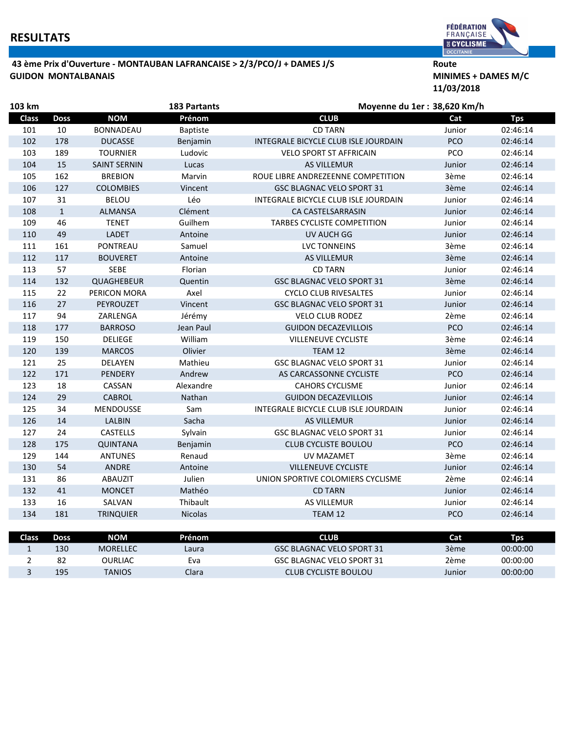## RESULTATS

**43 ème Prix d'Ouverture - MONTAUBAN LAFRANCAISE > 2/3/PCO/J + DAMES J/S**
**GUIDON MONTALBANAIS**

**Route**
**MINIMES + DAMES M/C**
**11/03/2018**

**103 km** **183 Partants** **Moyenne du 1er : 38,620 Km/h**

| Class | Doss | NOM | Prénom | CLUB | Cat | Tps |
|---|---|---|---|---|---|---|
| 101 | 10 | BONNADEAU | Baptiste | CD TARN | Junior | 02:46:14 |
| 102 | 178 | DUCASSE | Benjamin | INTEGRALE BICYCLE CLUB ISLE JOURDAIN | PCO | 02:46:14 |
| 103 | 189 | TOURNIER | Ludovic | VELO SPORT ST AFFRICAIN | PCO | 02:46:14 |
| 104 | 15 | SAINT SERNIN | Lucas | AS VILLEMUR | Junior | 02:46:14 |
| 105 | 162 | BREBION | Marvin | ROUE LIBRE ANDREZEENNE COMPETITION | 3ème | 02:46:14 |
| 106 | 127 | COLOMBIES | Vincent | GSC BLAGNAC VELO SPORT 31 | 3ème | 02:46:14 |
| 107 | 31 | BELOU | Léo | INTEGRALE BICYCLE CLUB ISLE JOURDAIN | Junior | 02:46:14 |
| 108 | 1 | ALMANSA | Clément | CA CASTELSARRASIN | Junior | 02:46:14 |
| 109 | 46 | TENET | Guilhem | TARBES CYCLISTE COMPETITION | Junior | 02:46:14 |
| 110 | 49 | LADET | Antoine | UV AUCH GG | Junior | 02:46:14 |
| 111 | 161 | PONTREAU | Samuel | LVC TONNEINS | 3ème | 02:46:14 |
| 112 | 117 | BOUVERET | Antoine | AS VILLEMUR | 3ème | 02:46:14 |
| 113 | 57 | SEBE | Florian | CD TARN | Junior | 02:46:14 |
| 114 | 132 | QUAGHEBEUR | Quentin | GSC BLAGNAC VELO SPORT 31 | 3ème | 02:46:14 |
| 115 | 22 | PERICON MORA | Axel | CYCLO CLUB RIVESALTES | Junior | 02:46:14 |
| 116 | 27 | PEYROUZET | Vincent | GSC BLAGNAC VELO SPORT 31 | Junior | 02:46:14 |
| 117 | 94 | ZARLENGA | Jérémy | VELO CLUB RODEZ | 2ème | 02:46:14 |
| 118 | 177 | BARROSO | Jean Paul | GUIDON DECAZEVILLOIS | PCO | 02:46:14 |
| 119 | 150 | DELIEGE | William | VILLENEUVE CYCLISTE | 3ème | 02:46:14 |
| 120 | 139 | MARCOS | Olivier | TEAM 12 | 3ème | 02:46:14 |
| 121 | 25 | DELAYEN | Mathieu | GSC BLAGNAC VELO SPORT 31 | Junior | 02:46:14 |
| 122 | 171 | PENDERY | Andrew | AS CARCASSONNE CYCLISTE | PCO | 02:46:14 |
| 123 | 18 | CASSAN | Alexandre | CAHORS CYCLISME | Junior | 02:46:14 |
| 124 | 29 | CABROL | Nathan | GUIDON DECAZEVILLOIS | Junior | 02:46:14 |
| 125 | 34 | MENDOUSSE | Sam | INTEGRALE BICYCLE CLUB ISLE JOURDAIN | Junior | 02:46:14 |
| 126 | 14 | LALBIN | Sacha | AS VILLEMUR | Junior | 02:46:14 |
| 127 | 24 | CASTELLS | Sylvain | GSC BLAGNAC VELO SPORT 31 | Junior | 02:46:14 |
| 128 | 175 | QUINTANA | Benjamin | CLUB CYCLISTE BOULOU | PCO | 02:46:14 |
| 129 | 144 | ANTUNES | Renaud | UV MAZAMET | 3ème | 02:46:14 |
| 130 | 54 | ANDRE | Antoine | VILLENEUVE CYCLISTE | Junior | 02:46:14 |
| 131 | 86 | ABAUZIT | Julien | UNION SPORTIVE COLOMIERS CYCLISME | 2ème | 02:46:14 |
| 132 | 41 | MONCET | Mathéo | CD TARN | Junior | 02:46:14 |
| 133 | 16 | SALVAN | Thibault | AS VILLEMUR | Junior | 02:46:14 |
| 134 | 181 | TRINQUIER | Nicolas | TEAM 12 | PCO | 02:46:14 |

| Class | Doss | NOM | Prénom | CLUB | Cat | Tps |
|---|---|---|---|---|---|---|
| 1 | 130 | MORELLEC | Laura | GSC BLAGNAC VELO SPORT 31 | 3ème | 00:00:00 |
| 2 | 82 | OURLIAC | Eva | GSC BLAGNAC VELO SPORT 31 | 2ème | 00:00:00 |
| 3 | 195 | TANIOS | Clara | CLUB CYCLISTE BOULOU | Junior | 00:00:00 |